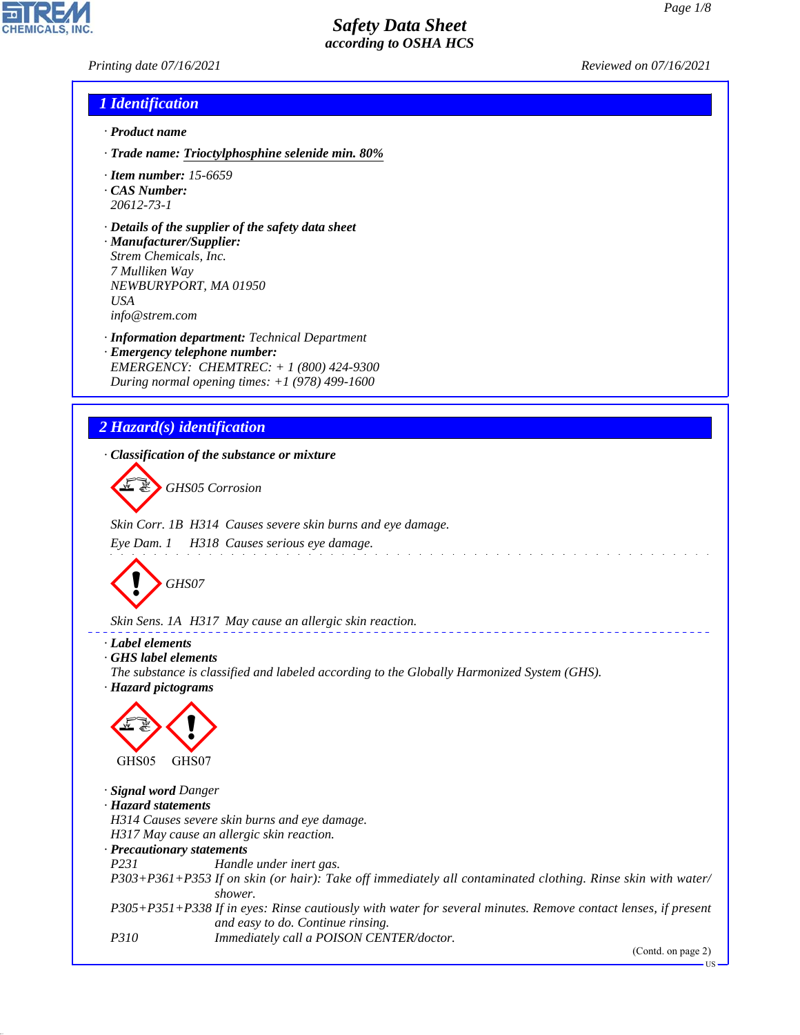# Safety Data Sheet
## according to OSHA HCS

Printing date 07/16/2021 Reviewed on 07/16/2021

## 1 Identification

· **Product name**

· **Trade name:** **Trioctylphosphine selenide min. 80%**

· **Item number:** 15-6659

· **CAS Number:**
20612-73-1

· **Details of the supplier of the safety data sheet**

· **Manufacturer/Supplier:**
Strem Chemicals, Inc.
7 Mulliken Way
NEWBURYPORT, MA 01950
USA
info@strem.com

· **Information department:** Technical Department

· **Emergency telephone number:**
EMERGENCY: CHEMTREC: + 1 (800) 424-9300
During normal opening times: +1 (978) 499-1600

## 2 Hazard(s) identification

· **Classification of the substance or mixture**

GHS05 Corrosion

Skin Corr. 1B H314 Causes severe skin burns and eye damage.

Eye Dam. 1 H318 Causes serious eye damage.

GHS07

Skin Sens. 1A H317 May cause an allergic skin reaction.

· **Label elements**

· **GHS label elements**
The substance is classified and labeled according to the Globally Harmonized System (GHS).

· **Hazard pictograms**

GHS05 GHS07

· **Signal word** Danger

· **Hazard statements**
H314 Causes severe skin burns and eye damage.
H317 May cause an allergic skin reaction.

· **Precautionary statements**

P231 Handle under inert gas.

P303+P361+P353 If on skin (or hair): Take off immediately all contaminated clothing. Rinse skin with water/shower.

P305+P351+P338 If in eyes: Rinse cautiously with water for several minutes. Remove contact lenses, if present and easy to do. Continue rinsing.

P310 Immediately call a POISON CENTER/doctor.

(Contd. on page 2)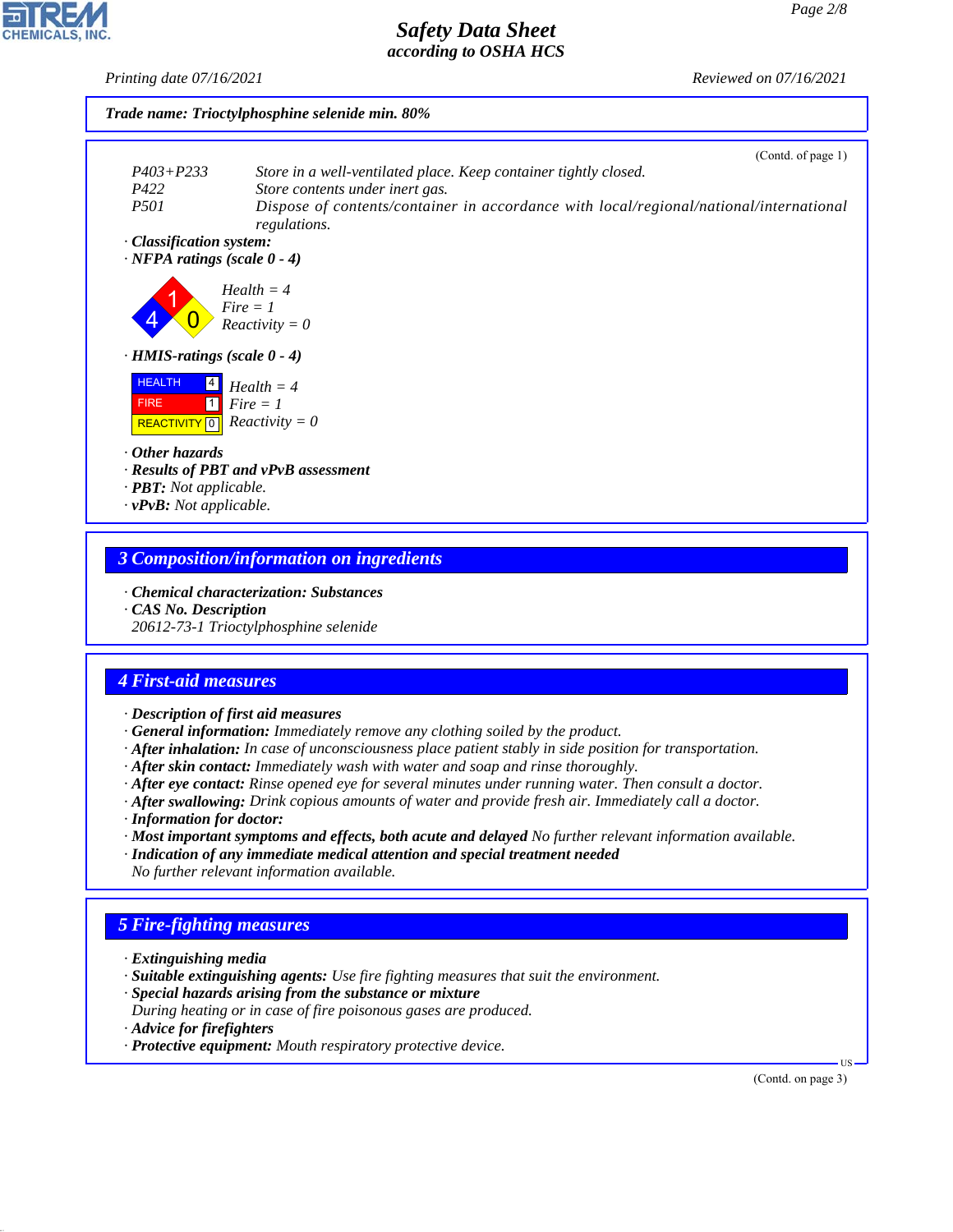Trade name: **Trioctylphosphine selenide min. 80%**

(Contd. of page 1)

| | |
|---|---|
| P403+P233 | Store in a well-ventilated place. Keep container tightly closed. |
| P422 | Store contents under inert gas. |
| P501 | Dispose of contents/container in accordance with local/regional/national/international regulations. |

· **Classification system:**
· **NFPA ratings (scale 0 - 4)**

Health = 4
Fire = 1
Reactivity = 0

· **HMIS-ratings (scale 0 - 4)**

| | | |
|---|---|---|
| HEALTH | 4 | Health = 4 |
| FIRE | 1 | Fire = 1 |
| REACTIVITY | 0 | Reactivity = 0 |

· **Other hazards**
· **Results of PBT and vPvB assessment**
· **PBT:** Not applicable.
· **vPvB:** Not applicable.

## 3 Composition/information on ingredients

· **Chemical characterization: Substances**
· **CAS No. Description**
20612-73-1 Trioctylphosphine selenide

## 4 First-aid measures

· **Description of first aid measures**
· **General information:** Immediately remove any clothing soiled by the product.
· **After inhalation:** In case of unconsciousness place patient stably in side position for transportation.
· **After skin contact:** Immediately wash with water and soap and rinse thoroughly.
· **After eye contact:** Rinse opened eye for several minutes under running water. Then consult a doctor.
· **After swallowing:** Drink copious amounts of water and provide fresh air. Immediately call a doctor.
· **Information for doctor:**
· **Most important symptoms and effects, both acute and delayed** No further relevant information available.
· **Indication of any immediate medical attention and special treatment needed**
No further relevant information available.

## 5 Fire-fighting measures

· **Extinguishing media**
· **Suitable extinguishing agents:** Use fire fighting measures that suit the environment.
· **Special hazards arising from the substance or mixture**
During heating or in case of fire poisonous gases are produced.
· **Advice for firefighters**
· **Protective equipment:** Mouth respiratory protective device.

(Contd. on page 3)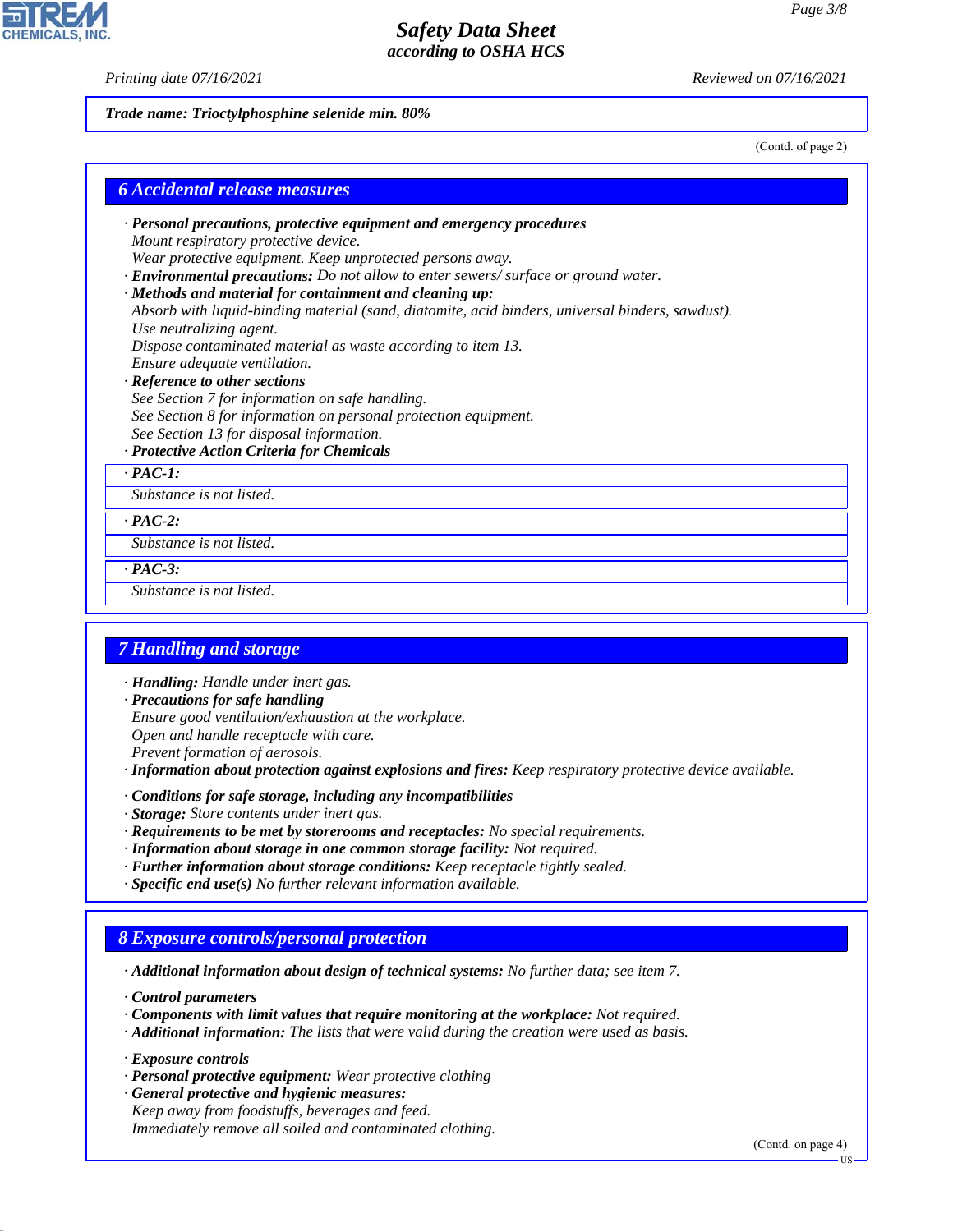*Trade name: Trioctylphosphine selenide min. 80%*

(Contd. of page 2)

## 6 Accidental release measures

· ***Personal precautions, protective equipment and emergency procedures***
*Mount respiratory protective device.*
*Wear protective equipment. Keep unprotected persons away.*
· ***Environmental precautions:*** *Do not allow to enter sewers/ surface or ground water.*
· ***Methods and material for containment and cleaning up:***
*Absorb with liquid-binding material (sand, diatomite, acid binders, universal binders, sawdust).*
*Use neutralizing agent.*
*Dispose contaminated material as waste according to item 13.*
*Ensure adequate ventilation.*
· ***Reference to other sections***
*See Section 7 for information on safe handling.*
*See Section 8 for information on personal protection equipment.*
*See Section 13 for disposal information.*
· ***Protective Action Criteria for Chemicals***

· ***PAC-1:***
*Substance is not listed.*

· ***PAC-2:***
*Substance is not listed.*

· ***PAC-3:***
*Substance is not listed.*

## 7 Handling and storage

· ***Handling:*** *Handle under inert gas.*
· ***Precautions for safe handling***
*Ensure good ventilation/exhaustion at the workplace.*
*Open and handle receptacle with care.*
*Prevent formation of aerosols.*
· ***Information about protection against explosions and fires:*** *Keep respiratory protective device available.*

· ***Conditions for safe storage, including any incompatibilities***
· ***Storage:*** *Store contents under inert gas.*
· ***Requirements to be met by storerooms and receptacles:*** *No special requirements.*
· ***Information about storage in one common storage facility:*** *Not required.*
· ***Further information about storage conditions:*** *Keep receptacle tightly sealed.*
· ***Specific end use(s)*** *No further relevant information available.*

## 8 Exposure controls/personal protection

· ***Additional information about design of technical systems:*** *No further data; see item 7.*

· ***Control parameters***
· ***Components with limit values that require monitoring at the workplace:*** *Not required.*
· ***Additional information:*** *The lists that were valid during the creation were used as basis.*

· ***Exposure controls***
· ***Personal protective equipment:*** *Wear protective clothing*
· ***General protective and hygienic measures:***
*Keep away from foodstuffs, beverages and feed.*
*Immediately remove all soiled and contaminated clothing.*

(Contd. on page 4)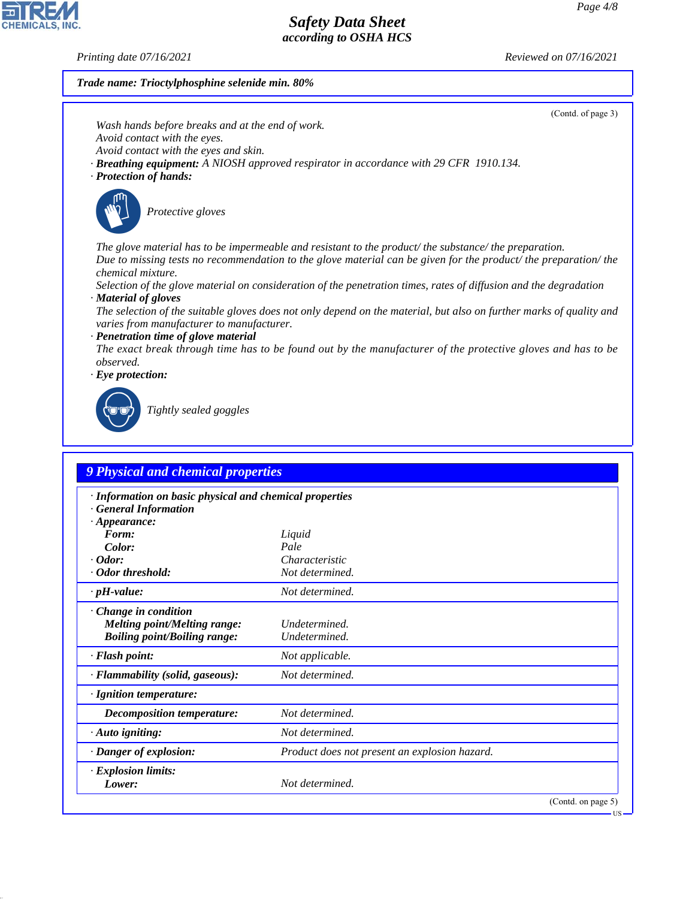**Trade name: Trioctylphosphine selenide min. 80%**

(Contd. of page 3)

Wash hands before breaks and at the end of work.
Avoid contact with the eyes.
Avoid contact with the eyes and skin.

· **Breathing equipment:** A NIOSH approved respirator in accordance with 29 CFR 1910.134.

· **Protection of hands:**

Protective gloves

The glove material has to be impermeable and resistant to the product/ the substance/ the preparation.
Due to missing tests no recommendation to the glove material can be given for the product/ the preparation/ the chemical mixture.
Selection of the glove material on consideration of the penetration times, rates of diffusion and the degradation

· **Material of gloves**
The selection of the suitable gloves does not only depend on the material, but also on further marks of quality and varies from manufacturer to manufacturer.

· **Penetration time of glove material**
The exact break through time has to be found out by the manufacturer of the protective gloves and has to be observed.

· **Eye protection:**

Tightly sealed goggles

## 9 Physical and chemical properties

| | |
|---|---|
| · **Information on basic physical and chemical properties** | |
| · **General Information** | |
| · **Appearance:** | |
| **Form:** | Liquid |
| **Color:** | Pale |
| · **Odor:** | Characteristic |
| · **Odor threshold:** | Not determined. |
| · **pH-value:** | Not determined. |
| · **Change in condition** | |
| **Melting point/Melting range:** | Undetermined. |
| **Boiling point/Boiling range:** | Undetermined. |
| · **Flash point:** | Not applicable. |
| · **Flammability (solid, gaseous):** | Not determined. |
| · **Ignition temperature:** | |
| **Decomposition temperature:** | Not determined. |
| · **Auto igniting:** | Not determined. |
| · **Danger of explosion:** | Product does not present an explosion hazard. |
| · **Explosion limits:** | |
| **Lower:** | Not determined. |

(Contd. on page 5)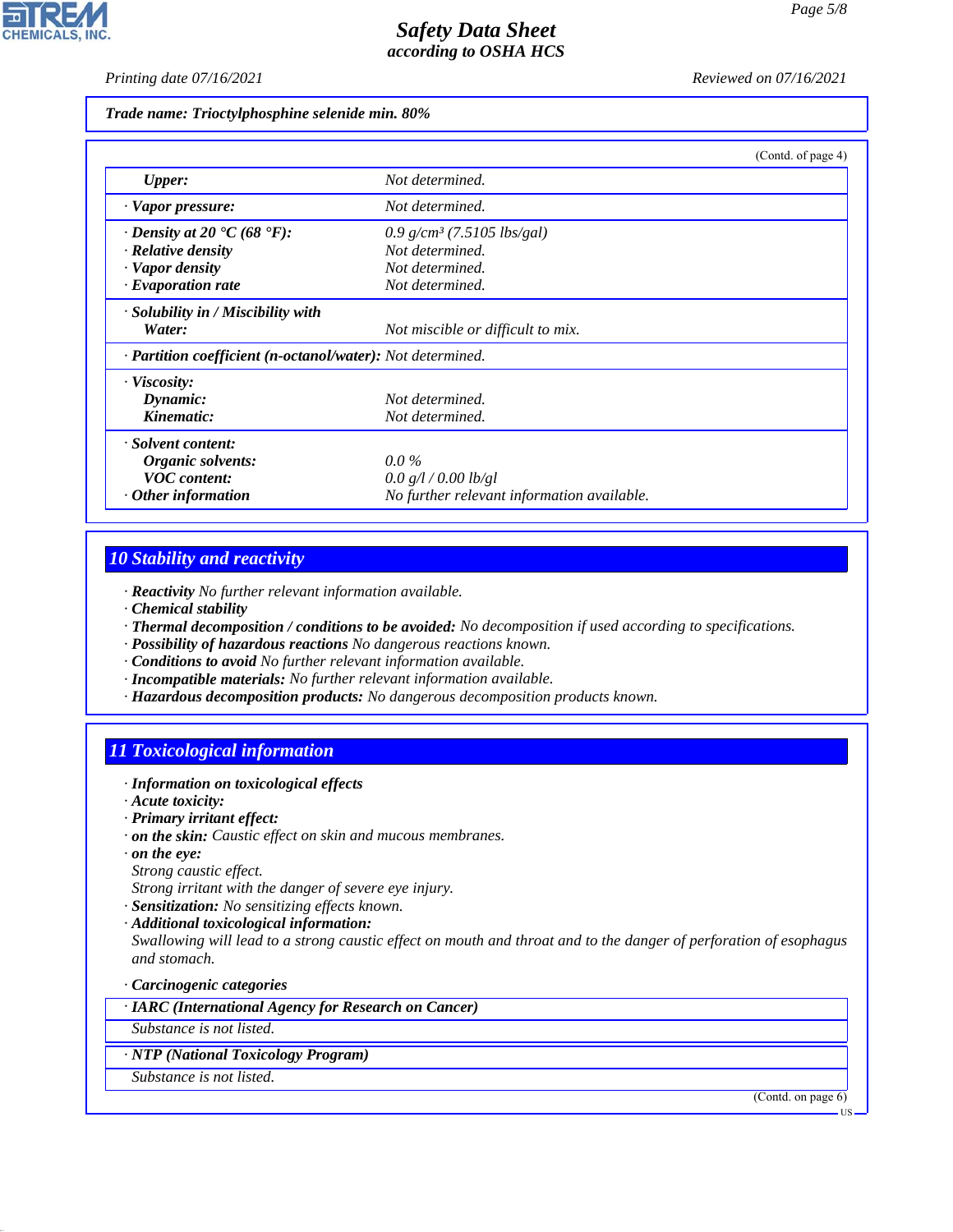**Trade name: Trioctylphosphine selenide min. 80%**

(Contd. of page 4)

| | |
|---|---|
| **Upper:** | Not determined. |
| · **Vapor pressure:** | Not determined. |
| · **Density at 20 °C (68 °F):** | 0.9 g/cm³ (7.5105 lbs/gal) |
| · **Relative density** | Not determined. |
| · **Vapor density** | Not determined. |
| · **Evaporation rate** | Not determined. |
| · **Solubility in / Miscibility with** | |
| **Water:** | Not miscible or difficult to mix. |
| · **Partition coefficient (n-octanol/water):** | Not determined. |
| · **Viscosity:** | |
| **Dynamic:** | Not determined. |
| **Kinematic:** | Not determined. |
| · **Solvent content:** | |
| **Organic solvents:** | 0.0 % |
| **VOC content:** | 0.0 g/l / 0.00 lb/gl |
| · **Other information** | No further relevant information available. |

## 10 Stability and reactivity

· **Reactivity** No further relevant information available.
· **Chemical stability**
· **Thermal decomposition / conditions to be avoided:** No decomposition if used according to specifications.
· **Possibility of hazardous reactions** No dangerous reactions known.
· **Conditions to avoid** No further relevant information available.
· **Incompatible materials:** No further relevant information available.
· **Hazardous decomposition products:** No dangerous decomposition products known.

## 11 Toxicological information

· **Information on toxicological effects**
· **Acute toxicity:**
· **Primary irritant effect:**
· **on the skin:** Caustic effect on skin and mucous membranes.
· **on the eye:**
Strong caustic effect.
Strong irritant with the danger of severe eye injury.
· **Sensitization:** No sensitizing effects known.
· **Additional toxicological information:**
Swallowing will lead to a strong caustic effect on mouth and throat and to the danger of perforation of esophagus and stomach.

· **Carcinogenic categories**

· **IARC (International Agency for Research on Cancer)**

Substance is not listed.

· **NTP (National Toxicology Program)**

Substance is not listed.

(Contd. on page 6)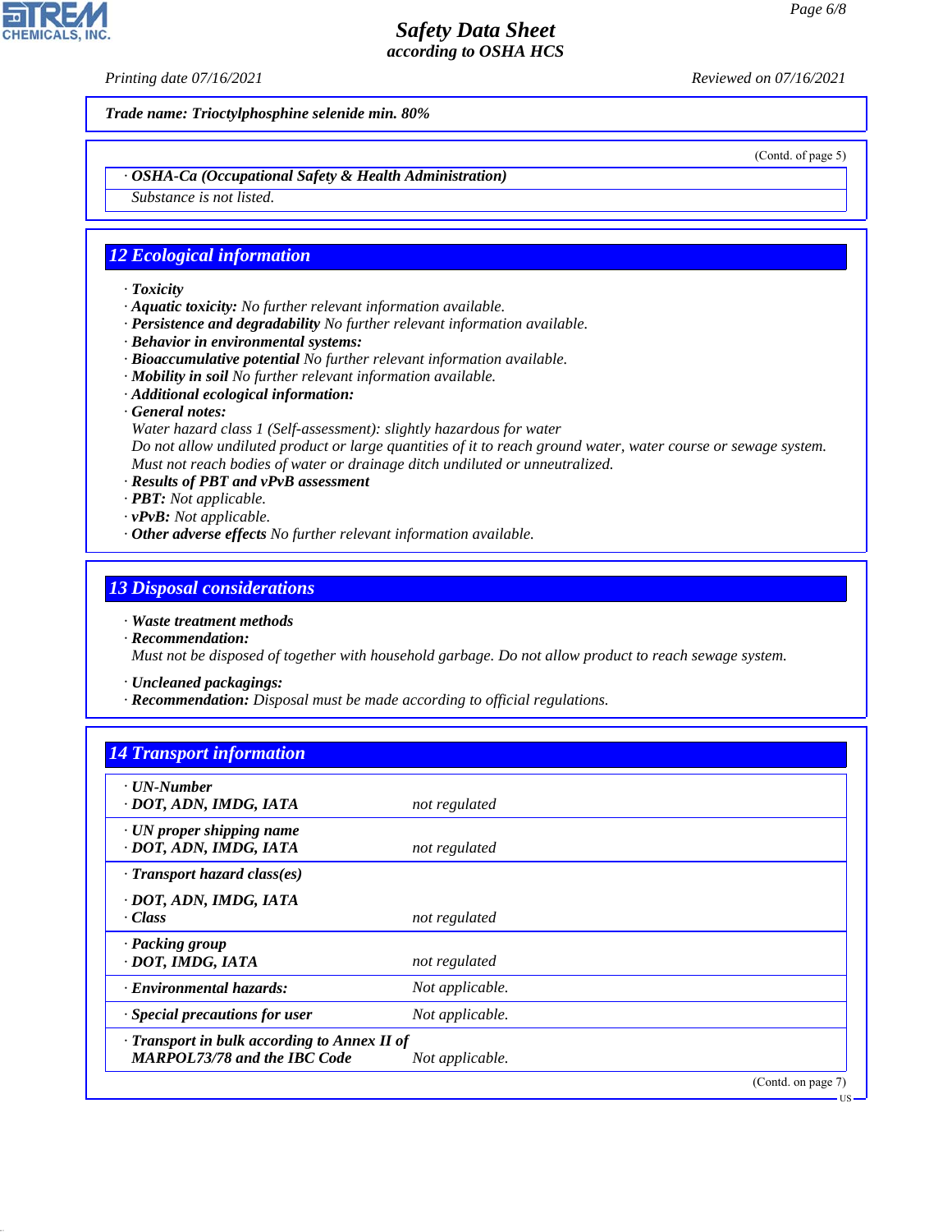**Trade name: Trioctylphosphine selenide min. 80%**

(Contd. of page 5)

· **OSHA-Ca (Occupational Safety & Health Administration)**

Substance is not listed.

## 12 Ecological information

· **Toxicity**
· **Aquatic toxicity:** No further relevant information available.
· **Persistence and degradability** No further relevant information available.
· **Behavior in environmental systems:**
· **Bioaccumulative potential** No further relevant information available.
· **Mobility in soil** No further relevant information available.
· **Additional ecological information:**
· **General notes:**
Water hazard class 1 (Self-assessment): slightly hazardous for water
Do not allow undiluted product or large quantities of it to reach ground water, water course or sewage system.
Must not reach bodies of water or drainage ditch undiluted or unneutralized.
· **Results of PBT and vPvB assessment**
· **PBT:** Not applicable.
· **vPvB:** Not applicable.
· **Other adverse effects** No further relevant information available.

## 13 Disposal considerations

· **Waste treatment methods**
· **Recommendation:**
Must not be disposed of together with household garbage. Do not allow product to reach sewage system.

· **Uncleaned packagings:**
· **Recommendation:** Disposal must be made according to official regulations.

## 14 Transport information

| | |
|---|---|
| · **UN-Number**<br>· **DOT, ADN, IMDG, IATA** | not regulated |
| · **UN proper shipping name**<br>· **DOT, ADN, IMDG, IATA** | not regulated |
| · **Transport hazard class(es)**<br>· **DOT, ADN, IMDG, IATA**<br>· **Class** | not regulated |
| · **Packing group**<br>· **DOT, IMDG, IATA** | not regulated |
| · **Environmental hazards:** | Not applicable. |
| · **Special precautions for user** | Not applicable. |
| · **Transport in bulk according to Annex II of MARPOL73/78 and the IBC Code** | Not applicable. |

(Contd. on page 7)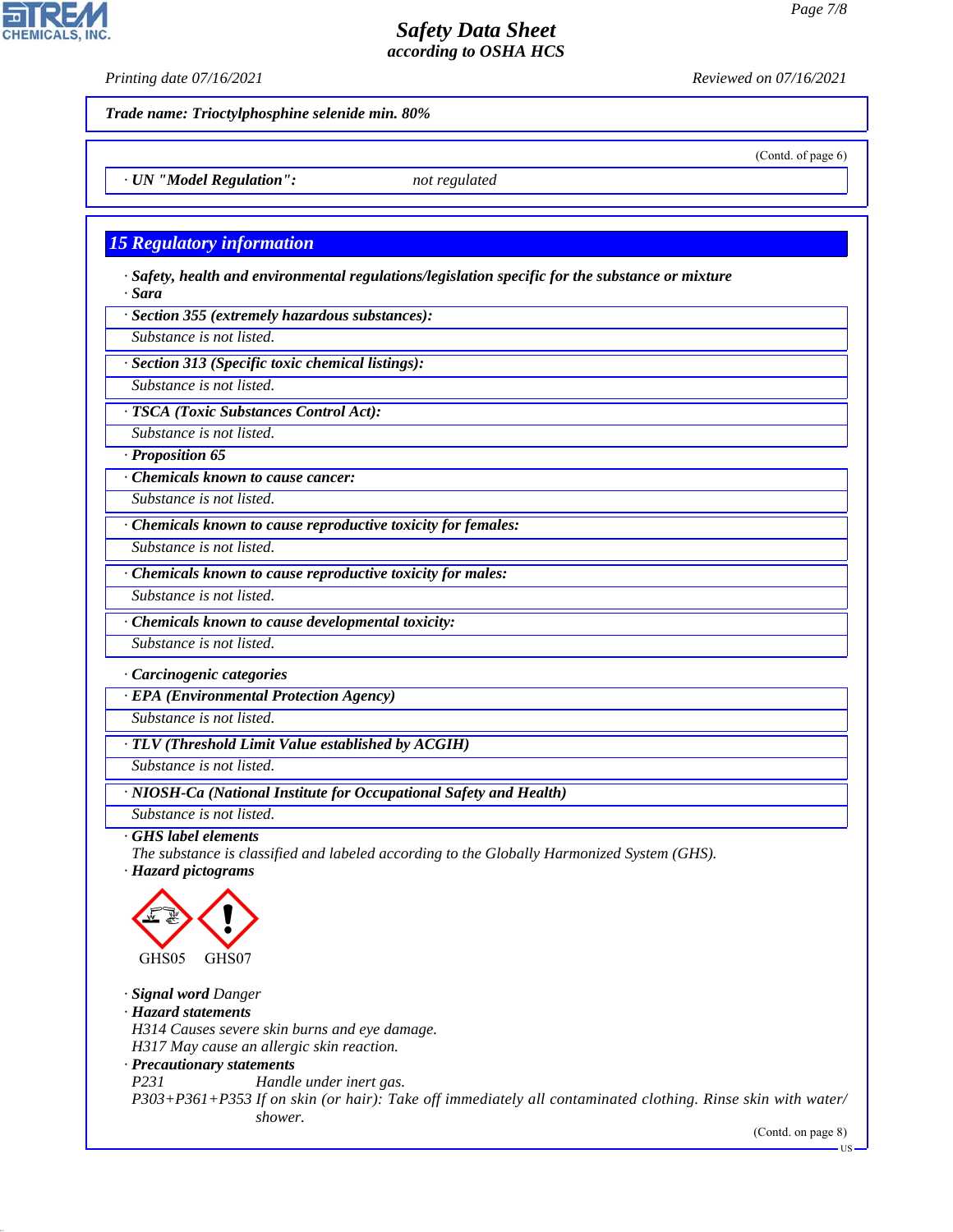**Trade name: Trioctylphosphine selenide min. 80%**

(Contd. of page 6)

· **UN "Model Regulation":** not regulated

## 15 Regulatory information

· **Safety, health and environmental regulations/legislation specific for the substance or mixture**
· **Sara**

· **Section 355 (extremely hazardous substances):**
Substance is not listed.

· **Section 313 (Specific toxic chemical listings):**
Substance is not listed.

· **TSCA (Toxic Substances Control Act):**
Substance is not listed.

· **Proposition 65**

· **Chemicals known to cause cancer:**
Substance is not listed.

· **Chemicals known to cause reproductive toxicity for females:**
Substance is not listed.

· **Chemicals known to cause reproductive toxicity for males:**
Substance is not listed.

· **Chemicals known to cause developmental toxicity:**
Substance is not listed.

· **Carcinogenic categories**

· **EPA (Environmental Protection Agency)**
Substance is not listed.

· **TLV (Threshold Limit Value established by ACGIH)**
Substance is not listed.

· **NIOSH-Ca (National Institute for Occupational Safety and Health)**
Substance is not listed.

· **GHS label elements**
The substance is classified and labeled according to the Globally Harmonized System (GHS).
· **Hazard pictograms**

GHS05 GHS07

· **Signal word** Danger
· **Hazard statements**
H314 Causes severe skin burns and eye damage.
H317 May cause an allergic skin reaction.
· **Precautionary statements**
P231 Handle under inert gas.
P303+P361+P353 If on skin (or hair): Take off immediately all contaminated clothing. Rinse skin with water/shower.

(Contd. on page 8)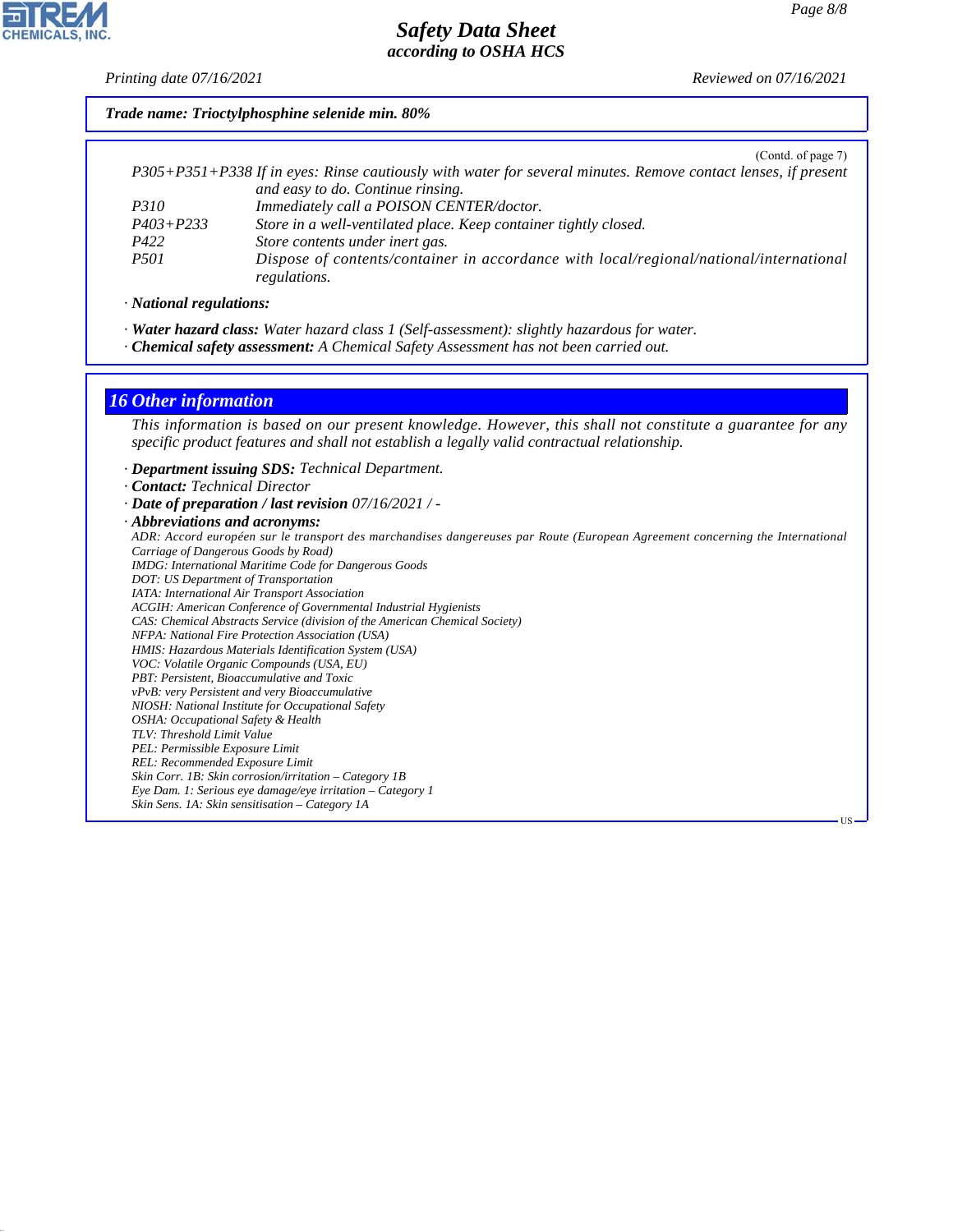**Trade name: Trioctylphosphine selenide min. 80%**

(Contd. of page 7)

| | |
|---|---|
| P305+P351+P338 | If in eyes: Rinse cautiously with water for several minutes. Remove contact lenses, if present and easy to do. Continue rinsing. |
| P310 | Immediately call a POISON CENTER/doctor. |
| P403+P233 | Store in a well-ventilated place. Keep container tightly closed. |
| P422 | Store contents under inert gas. |
| P501 | Dispose of contents/container in accordance with local/regional/national/international regulations. |

· **National regulations:**

· **Water hazard class:** Water hazard class 1 (Self-assessment): slightly hazardous for water.
· **Chemical safety assessment:** A Chemical Safety Assessment has not been carried out.

## 16 Other information

This information is based on our present knowledge. However, this shall not constitute a guarantee for any specific product features and shall not establish a legally valid contractual relationship.

· **Department issuing SDS:** Technical Department.
· **Contact:** Technical Director
· **Date of preparation / last revision** 07/16/2021 / -
· **Abbreviations and acronyms:**

ADR: Accord européen sur le transport des marchandises dangereuses par Route (European Agreement concerning the International Carriage of Dangerous Goods by Road)
IMDG: International Maritime Code for Dangerous Goods
DOT: US Department of Transportation
IATA: International Air Transport Association
ACGIH: American Conference of Governmental Industrial Hygienists
CAS: Chemical Abstracts Service (division of the American Chemical Society)
NFPA: National Fire Protection Association (USA)
HMIS: Hazardous Materials Identification System (USA)
VOC: Volatile Organic Compounds (USA, EU)
PBT: Persistent, Bioaccumulative and Toxic
vPvB: very Persistent and very Bioaccumulative
NIOSH: National Institute for Occupational Safety
OSHA: Occupational Safety & Health
TLV: Threshold Limit Value
PEL: Permissible Exposure Limit
REL: Recommended Exposure Limit
Skin Corr. 1B: Skin corrosion/irritation – Category 1B
Eye Dam. 1: Serious eye damage/eye irritation – Category 1
Skin Sens. 1A: Skin sensitisation – Category 1A